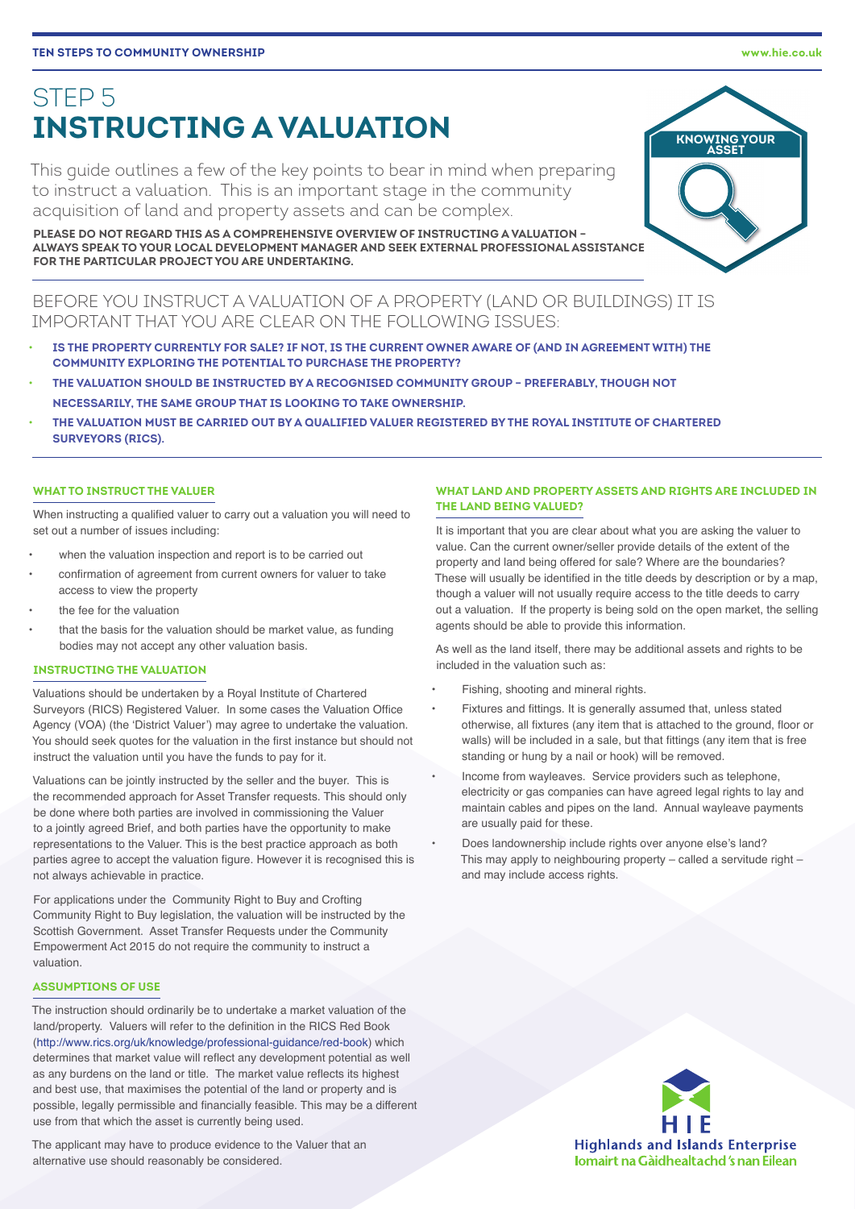# STEP 5
# INSTRUCTING A VALUATION

This guide outlines a few of the key points to bear in mind when preparing to instruct a valuation. This is an important stage in the community acquisition of land and property assets and can be complex.

**PLEASE DO NOT REGARD THIS AS A COMPREHENSIVE OVERVIEW OF INSTRUCTING A VALUATION – ALWAYS SPEAK TO YOUR LOCAL DEVELOPMENT MANAGER AND SEEK EXTERNAL PROFESSIONAL ASSISTANCE FOR THE PARTICULAR PROJECT YOU ARE UNDERTAKING.**

KNOWING YOUR ASSET

## BEFORE YOU INSTRUCT A VALUATION OF A PROPERTY (LAND OR BUILDINGS) IT IS IMPORTANT THAT YOU ARE CLEAR ON THE FOLLOWING ISSUES:

- **IS THE PROPERTY CURRENTLY FOR SALE? IF NOT, IS THE CURRENT OWNER AWARE OF (AND IN AGREEMENT WITH) THE COMMUNITY EXPLORING THE POTENTIAL TO PURCHASE THE PROPERTY?**
- **THE VALUATION SHOULD BE INSTRUCTED BY A RECOGNISED COMMUNITY GROUP – PREFERABLY, THOUGH NOT NECESSARILY, THE SAME GROUP THAT IS LOOKING TO TAKE OWNERSHIP.**
- **THE VALUATION MUST BE CARRIED OUT BY A QUALIFIED VALUER REGISTERED BY THE ROYAL INSTITUTE OF CHARTERED SURVEYORS (RICS).**

### WHAT TO INSTRUCT THE VALUER

When instructing a qualified valuer to carry out a valuation you will need to set out a number of issues including:

- when the valuation inspection and report is to be carried out
- confirmation of agreement from current owners for valuer to take access to view the property
- the fee for the valuation
- that the basis for the valuation should be market value, as funding bodies may not accept any other valuation basis.

### INSTRUCTING THE VALUATION

Valuations should be undertaken by a Royal Institute of Chartered Surveyors (RICS) Registered Valuer. In some cases the Valuation Office Agency (VOA) (the 'District Valuer') may agree to undertake the valuation. You should seek quotes for the valuation in the first instance but should not instruct the valuation until you have the funds to pay for it.

Valuations can be jointly instructed by the seller and the buyer. This is the recommended approach for Asset Transfer requests. This should only be done where both parties are involved in commissioning the Valuer to a jointly agreed Brief, and both parties have the opportunity to make representations to the Valuer. This is the best practice approach as both parties agree to accept the valuation figure. However it is recognised this is not always achievable in practice.

For applications under the Community Right to Buy and Crofting Community Right to Buy legislation, the valuation will be instructed by the Scottish Government. Asset Transfer Requests under the Community Empowerment Act 2015 do not require the community to instruct a valuation.

### ASSUMPTIONS OF USE

The instruction should ordinarily be to undertake a market valuation of the land/property. Valuers will refer to the definition in the RICS Red Book (http://www.rics.org/uk/knowledge/professional-guidance/red-book) which determines that market value will reflect any development potential as well as any burdens on the land or title. The market value reflects its highest and best use, that maximises the potential of the land or property and is possible, legally permissible and financially feasible. This may be a different use from that which the asset is currently being used.

The applicant may have to produce evidence to the Valuer that an alternative use should reasonably be considered.

### WHAT LAND AND PROPERTY ASSETS AND RIGHTS ARE INCLUDED IN THE LAND BEING VALUED?

It is important that you are clear about what you are asking the valuer to value. Can the current owner/seller provide details of the extent of the property and land being offered for sale? Where are the boundaries? These will usually be identified in the title deeds by description or by a map, though a valuer will not usually require access to the title deeds to carry out a valuation. If the property is being sold on the open market, the selling agents should be able to provide this information.

As well as the land itself, there may be additional assets and rights to be included in the valuation such as:

- Fishing, shooting and mineral rights.
- Fixtures and fittings. It is generally assumed that, unless stated otherwise, all fixtures (any item that is attached to the ground, floor or walls) will be included in a sale, but that fittings (any item that is free standing or hung by a nail or hook) will be removed.
- Income from wayleaves. Service providers such as telephone, electricity or gas companies can have agreed legal rights to lay and maintain cables and pipes on the land. Annual wayleave payments are usually paid for these.
- Does landownership include rights over anyone else's land? This may apply to neighbouring property – called a servitude right – and may include access rights.

Highlands and Islands Enterprise
Iomairt na Gàidhealtachd 's nan Eilean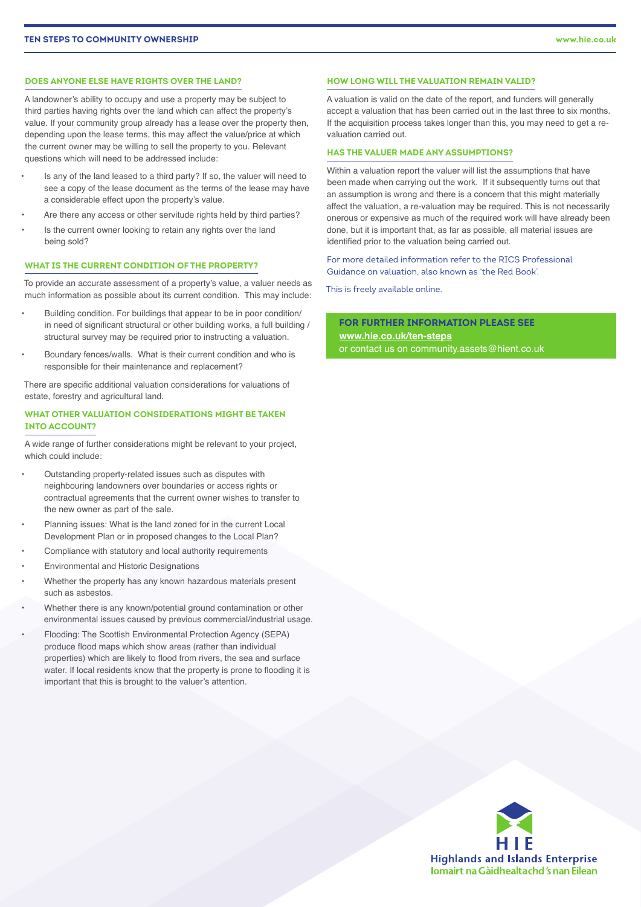## DOES ANYONE ELSE HAVE RIGHTS OVER THE LAND?

A landowner's ability to occupy and use a property may be subject to third parties having rights over the land which can affect the property's value. If your community group already has a lease over the property then, depending upon the lease terms, this may affect the value/price at which the current owner may be willing to sell the property to you. Relevant questions which will need to be addressed include:

- Is any of the land leased to a third party? If so, the valuer will need to see a copy of the lease document as the terms of the lease may have a considerable effect upon the property's value.
- Are there any access or other servitude rights held by third parties?
- Is the current owner looking to retain any rights over the land being sold?

## WHAT IS THE CURRENT CONDITION OF THE PROPERTY?

To provide an accurate assessment of a property's value, a valuer needs as much information as possible about its current condition. This may include:

- Building condition. For buildings that appear to be in poor condition/ in need of significant structural or other building works, a full building / structural survey may be required prior to instructing a valuation.
- Boundary fences/walls. What is their current condition and who is responsible for their maintenance and replacement?

There are specific additional valuation considerations for valuations of estate, forestry and agricultural land.

## WHAT OTHER VALUATION CONSIDERATIONS MIGHT BE TAKEN INTO ACCOUNT?

A wide range of further considerations might be relevant to your project, which could include:

- Outstanding property-related issues such as disputes with neighbouring landowners over boundaries or access rights or contractual agreements that the current owner wishes to transfer to the new owner as part of the sale.
- Planning issues: What is the land zoned for in the current Local Development Plan or in proposed changes to the Local Plan?
- Compliance with statutory and local authority requirements
- Environmental and Historic Designations
- Whether the property has any known hazardous materials present such as asbestos.
- Whether there is any known/potential ground contamination or other environmental issues caused by previous commercial/industrial usage.
- Flooding: The Scottish Environmental Protection Agency (SEPA) produce flood maps which show areas (rather than individual properties) which are likely to flood from rivers, the sea and surface water. If local residents know that the property is prone to flooding it is important that this is brought to the valuer's attention.

## HOW LONG WILL THE VALUATION REMAIN VALID?

A valuation is valid on the date of the report, and funders will generally accept a valuation that has been carried out in the last three to six months. If the acquisition process takes longer than this, you may need to get a re-valuation carried out.

## HAS THE VALUER MADE ANY ASSUMPTIONS?

Within a valuation report the valuer will list the assumptions that have been made when carrying out the work. If it subsequently turns out that an assumption is wrong and there is a concern that this might materially affect the valuation, a re-valuation may be required. This is not necessarily onerous or expensive as much of the required work will have already been done, but it is important that, as far as possible, all material issues are identified prior to the valuation being carried out.

For more detailed information refer to the RICS Professional Guidance on valuation, also known as 'the Red Book'.

This is freely available online.

**FOR FURTHER INFORMATION PLEASE SEE**
**www.hie.co.uk/ten-steps**
or contact us on community.assets@hient.co.uk

HIE
Highlands and Islands Enterprise
Iomairt na Gàidhealtachd 's nan Eilean